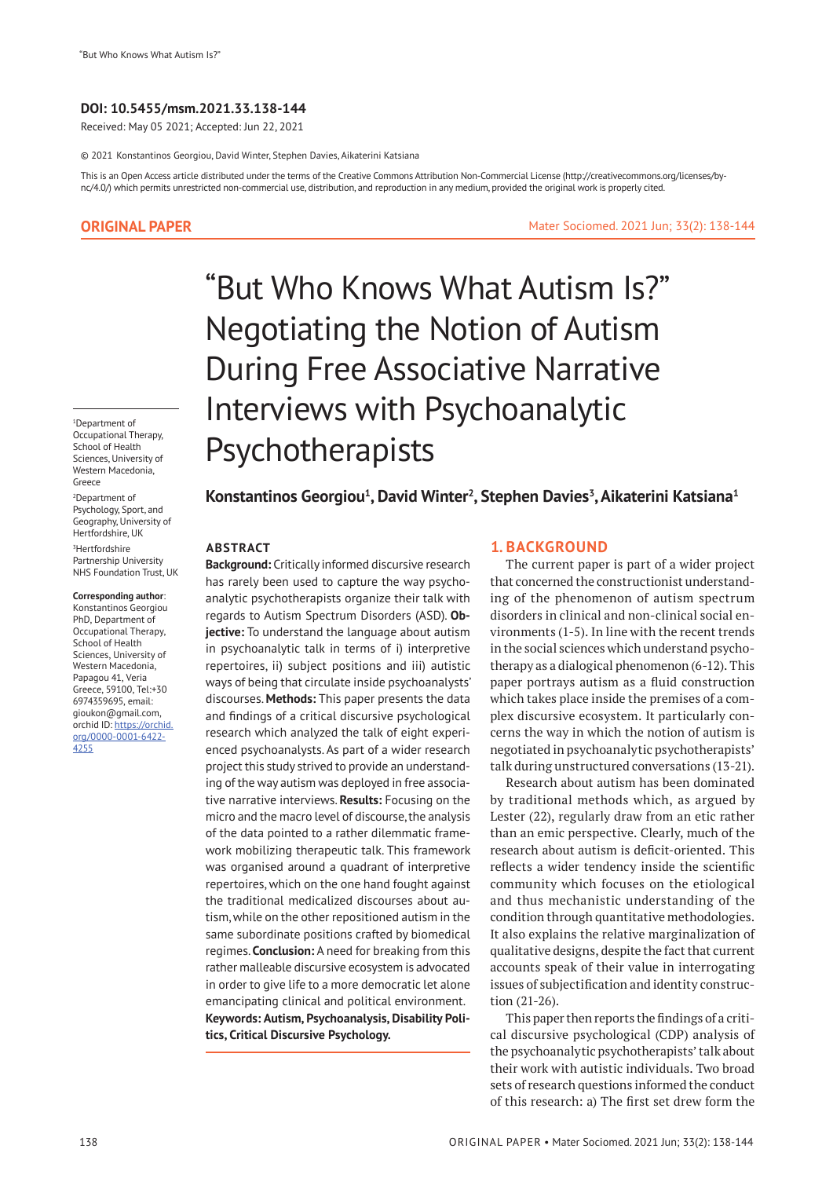**DOI: 10.5455/msm.2021.33.138-144**

Received: May 05 2021; Accepted: Jun 22, 2021

© 2021 Konstantinos Georgiou, David Winter, Stephen Davies, Aikaterini Katsiana

This is an Open Access article distributed under the terms of the Creative Commons Attribution Non-Commercial License (http://creativecommons.org/licenses/by-nc/4.0/) which permits unrestricted non-commercial use, distribution, and reproduction in any medium, provided the original work is properly cited.

**ORIGINAL PAPER**

# "But Who Knows What Autism Is?" Negotiating the Notion of Autism During Free Associative Narrative Interviews with Psychoanalytic Psychotherapists

**Konstantinos Georgiou[1], David Winter[2], Stephen Davies[3], Aikaterini Katsiana[1]**

[1]Department of Occupational Therapy, School of Health Sciences, University of Western Macedonia, Greece

[2]Department of Psychology, Sport, and Geography, University of Hertfordshire, UK

[3]Hertfordshire Partnership University NHS Foundation Trust, UK

**Corresponding author**: Konstantinos Georgiou PhD, Department of Occupational Therapy, School of Health Sciences, University of Western Macedonia, Papagou 41, Veria Greece, 59100, Tel:+30 6974359695, email: gioukon@gmail.com, orchid ID: https://orchid.org/0000-0001-6422-4255

## ABSTRACT

**Background:** Critically informed discursive research has rarely been used to capture the way psychoanalytic psychotherapists organize their talk with regards to Autism Spectrum Disorders (ASD). **Objective:** To understand the language about autism in psychoanalytic talk in terms of i) interpretive repertoires, ii) subject positions and iii) autistic ways of being that circulate inside psychoanalysts' discourses. **Methods:** This paper presents the data and findings of a critical discursive psychological research which analyzed the talk of eight experienced psychoanalysts. As part of a wider research project this study strived to provide an understanding of the way autism was deployed in free associative narrative interviews. **Results:** Focusing on the micro and the macro level of discourse, the analysis of the data pointed to a rather dilemmatic framework mobilizing therapeutic talk. This framework was organised around a quadrant of interpretive repertoires, which on the one hand fought against the traditional medicalized discourses about autism, while on the other repositioned autism in the same subordinate positions crafted by biomedical regimes. **Conclusion:** A need for breaking from this rather malleable discursive ecosystem is advocated in order to give life to a more democratic let alone emancipating clinical and political environment.

**Keywords: Autism, Psychoanalysis, Disability Politics, Critical Discursive Psychology.**

## 1. BACKGROUND

The current paper is part of a wider project that concerned the constructionist understanding of the phenomenon of autism spectrum disorders in clinical and non-clinical social environments (1-5). In line with the recent trends in the social sciences which understand psychotherapy as a dialogical phenomenon (6-12). This paper portrays autism as a fluid construction which takes place inside the premises of a complex discursive ecosystem. It particularly concerns the way in which the notion of autism is negotiated in psychoanalytic psychotherapists' talk during unstructured conversations (13-21).

Research about autism has been dominated by traditional methods which, as argued by Lester (22), regularly draw from an etic rather than an emic perspective. Clearly, much of the research about autism is deficit-oriented. This reflects a wider tendency inside the scientific community which focuses on the etiological and thus mechanistic understanding of the condition through quantitative methodologies. It also explains the relative marginalization of qualitative designs, despite the fact that current accounts speak of their value in interrogating issues of subjectification and identity construction (21-26).

This paper then reports the findings of a critical discursive psychological (CDP) analysis of the psychoanalytic psychotherapists' talk about their work with autistic individuals. Two broad sets of research questions informed the conduct of this research: a) The first set drew form the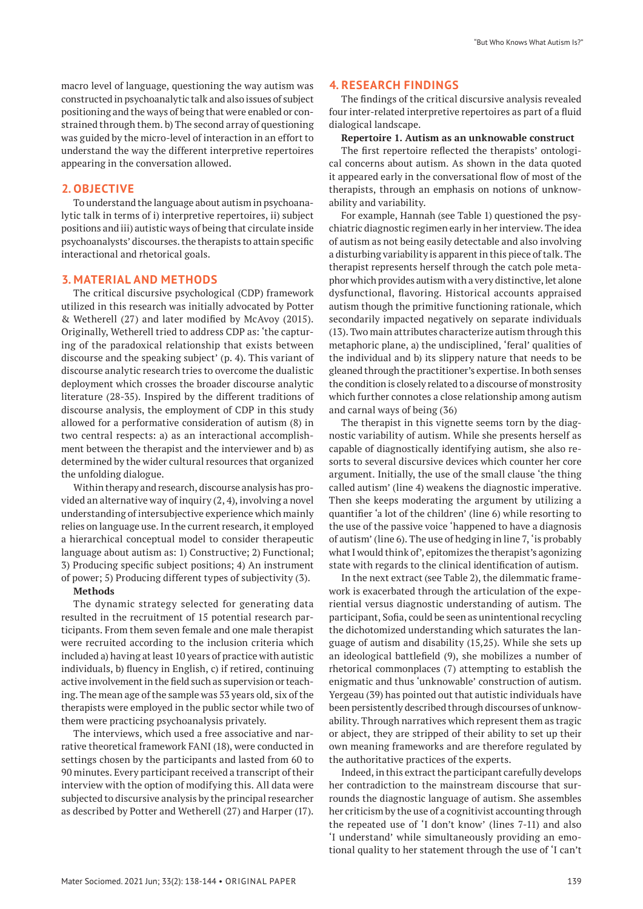macro level of language, questioning the way autism was constructed in psychoanalytic talk and also issues of subject positioning and the ways of being that were enabled or constrained through them. b) The second array of questioning was guided by the micro-level of interaction in an effort to understand the way the different interpretive repertoires appearing in the conversation allowed.

## 2. OBJECTIVE

To understand the language about autism in psychoanalytic talk in terms of i) interpretive repertoires, ii) subject positions and iii) autistic ways of being that circulate inside psychoanalysts' discourses. the therapists to attain specific interactional and rhetorical goals.

## 3. MATERIAL AND METHODS

The critical discursive psychological (CDP) framework utilized in this research was initially advocated by Potter & Wetherell (27) and later modified by McAvoy (2015). Originally, Wetherell tried to address CDP as: 'the capturing of the paradoxical relationship that exists between discourse and the speaking subject' (p. 4). This variant of discourse analytic research tries to overcome the dualistic deployment which crosses the broader discourse analytic literature (28-35). Inspired by the different traditions of discourse analysis, the employment of CDP in this study allowed for a performative consideration of autism (8) in two central respects: a) as an interactional accomplishment between the therapist and the interviewer and b) as determined by the wider cultural resources that organized the unfolding dialogue.

Within therapy and research, discourse analysis has provided an alternative way of inquiry (2, 4), involving a novel understanding of intersubjective experience which mainly relies on language use. In the current research, it employed a hierarchical conceptual model to consider therapeutic language about autism as: 1) Constructive; 2) Functional; 3) Producing specific subject positions; 4) An instrument of power; 5) Producing different types of subjectivity (3).

**Methods**

The dynamic strategy selected for generating data resulted in the recruitment of 15 potential research participants. From them seven female and one male therapist were recruited according to the inclusion criteria which included a) having at least 10 years of practice with autistic individuals, b) fluency in English, c) if retired, continuing active involvement in the field such as supervision or teaching. The mean age of the sample was 53 years old, six of the therapists were employed in the public sector while two of them were practicing psychoanalysis privately.

The interviews, which used a free associative and narrative theoretical framework FANI (18), were conducted in settings chosen by the participants and lasted from 60 to 90 minutes. Every participant received a transcript of their interview with the option of modifying this. All data were subjected to discursive analysis by the principal researcher as described by Potter and Wetherell (27) and Harper (17).

## 4. RESEARCH FINDINGS

The findings of the critical discursive analysis revealed four inter-related interpretive repertoires as part of a fluid dialogical landscape.

**Repertoire 1. Autism as an unknowable construct**

The first repertoire reflected the therapists' ontological concerns about autism. As shown in the data quoted it appeared early in the conversational flow of most of the therapists, through an emphasis on notions of unknowability and variability.

For example, Hannah (see Table 1) questioned the psychiatric diagnostic regimen early in her interview. The idea of autism as not being easily detectable and also involving a disturbing variability is apparent in this piece of talk. The therapist represents herself through the catch pole metaphor which provides autism with a very distinctive, let alone dysfunctional, flavoring. Historical accounts appraised autism though the primitive functioning rationale, which secondarily impacted negatively on separate individuals (13). Two main attributes characterize autism through this metaphoric plane, a) the undisciplined, 'feral' qualities of the individual and b) its slippery nature that needs to be gleaned through the practitioner's expertise. In both senses the condition is closely related to a discourse of monstrosity which further connotes a close relationship among autism and carnal ways of being (36)

The therapist in this vignette seems torn by the diagnostic variability of autism. While she presents herself as capable of diagnostically identifying autism, she also resorts to several discursive devices which counter her core argument. Initially, the use of the small clause 'the thing called autism' (line 4) weakens the diagnostic imperative. Then she keeps moderating the argument by utilizing a quantifier 'a lot of the children' (line 6) while resorting to the use of the passive voice 'happened to have a diagnosis of autism' (line 6). The use of hedging in line 7, 'is probably what I would think of', epitomizes the therapist's agonizing state with regards to the clinical identification of autism.

In the next extract (see Table 2), the dilemmatic framework is exacerbated through the articulation of the experiential versus diagnostic understanding of autism. The participant, Sofia, could be seen as unintentional recycling the dichotomized understanding which saturates the language of autism and disability (15,25). While she sets up an ideological battlefield (9), she mobilizes a number of rhetorical commonplaces (7) attempting to establish the enigmatic and thus 'unknowable' construction of autism. Yergeau (39) has pointed out that autistic individuals have been persistently described through discourses of unknowability. Through narratives which represent them as tragic or abject, they are stripped of their ability to set up their own meaning frameworks and are therefore regulated by the authoritative practices of the experts.

Indeed, in this extract the participant carefully develops her contradiction to the mainstream discourse that surrounds the diagnostic language of autism. She assembles her criticism by the use of a cognitivist accounting through the repeated use of 'I don't know' (lines 7-11) and also 'I understand' while simultaneously providing an emotional quality to her statement through the use of 'I can't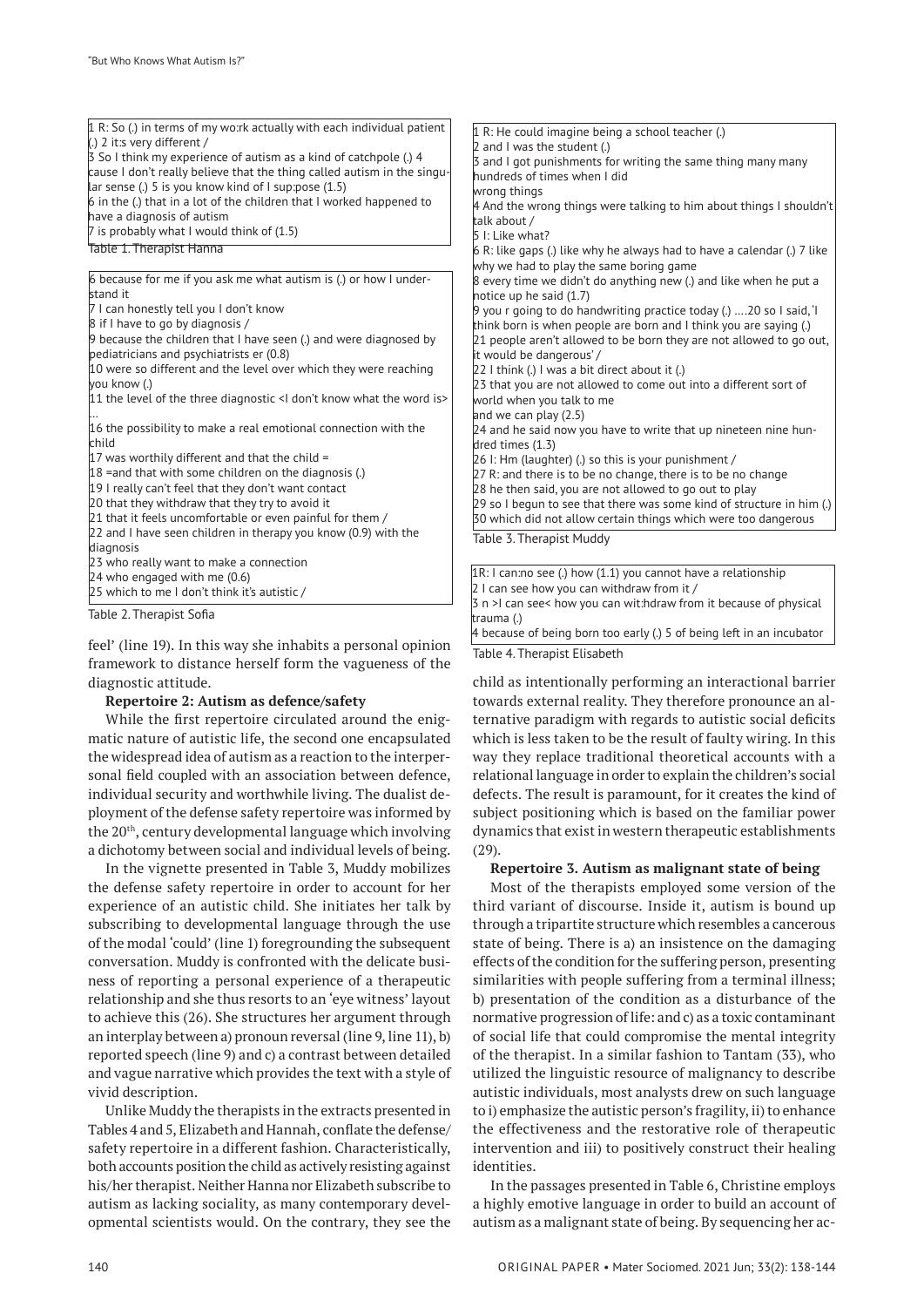| 1 R: So (.) in terms of my wo:rk actually with each individual patient (.) 2 it:s very different / |
|---|
| 3 So I think my experience of autism as a kind of catchpole (.) 4 cause I don't really believe that the thing called autism in the singular sense (.) 5 is you know kind of I sup:pose (1.5) |
| 6 in the (.) that in a lot of the children that I worked happened to have a diagnosis of autism |
| 7 is probably what I would think of (1.5) |

Table 1. Therapist Hanna

| 6 because for me if you ask me what autism is (.) or how I understand it |
|---|
| 7 I can honestly tell you I don't know |
| 8 if I have to go by diagnosis / |
| 9 because the children that I have seen (.) and were diagnosed by pediatricians and psychiatrists er (0.8) |
| 10 were so different and the level over which they were reaching you know (.) |
| 11 the level of the three diagnostic <I don't know what the word is> ... |
| 16 the possibility to make a real emotional connection with the child |
| 17 was worthily different and that the child = |
| 18 =and that with some children on the diagnosis (.) |
| 19 I really can't feel that they don't want contact |
| 20 that they withdraw that they try to avoid it |
| 21 that it feels uncomfortable or even painful for them / |
| 22 and I have seen children in therapy you know (0.9) with the diagnosis |
| 23 who really want to make a connection |
| 24 who engaged with me (0.6) |
| 25 which to me I don't think it's autistic / |

Table 2. Therapist Sofia

feel' (line 19). In this way she inhabits a personal opinion framework to distance herself form the vagueness of the diagnostic attitude.

**Repertoire 2: Autism as defence/safety**

While the first repertoire circulated around the enigmatic nature of autistic life, the second one encapsulated the widespread idea of autism as a reaction to the interpersonal field coupled with an association between defence, individual security and worthwhile living. The dualist deployment of the defense safety repertoire was informed by the 20th, century developmental language which involving a dichotomy between social and individual levels of being.

In the vignette presented in Table 3, Muddy mobilizes the defense safety repertoire in order to account for her experience of an autistic child. She initiates her talk by subscribing to developmental language through the use of the modal 'could' (line 1) foregrounding the subsequent conversation. Muddy is confronted with the delicate business of reporting a personal experience of a therapeutic relationship and she thus resorts to an 'eye witness' layout to achieve this (26). She structures her argument through an interplay between a) pronoun reversal (line 9, line 11), b) reported speech (line 9) and c) a contrast between detailed and vague narrative which provides the text with a style of vivid description.

Unlike Muddy the therapists in the extracts presented in Tables 4 and 5, Elizabeth and Hannah, conflate the defense/safety repertoire in a different fashion. Characteristically, both accounts position the child as actively resisting against his/her therapist. Neither Hanna nor Elizabeth subscribe to autism as lacking sociality, as many contemporary developmental scientists would. On the contrary, they see the

| 1 R: He could imagine being a school teacher (.) |
|---|
| 2 and I was the student (.) |
| 3 and I got punishments for writing the same thing many many hundreds of times when I did wrong things |
| 4 And the wrong things were talking to him about things I shouldn't talk about / |
| 5 I: Like what? |
| 6 R: like gaps (.) like why he always had to have a calendar (.) 7 like why we had to play the same boring game |
| 8 every time we didn't do anything new (.) and like when he put a notice up he said (1.7) |
| 9 you r going to do handwriting practice today (.) ....20 so I said, 'I think born is when people are born and I think you are saying (.) |
| 21 people aren't allowed to be born they are not allowed to go out, it would be dangerous' / |
| 22 I think (.) I was a bit direct about it (.) |
| 23 that you are not allowed to come out into a different sort of world when you talk to me and we can play (2.5) |
| 24 and he said now you have to write that up nineteen nine hundred times (1.3) |
| 26 I: Hm (laughter) (.) so this is your punishment / |
| 27 R: and there is to be no change, there is to be no change |
| 28 he then said, you are not allowed to go out to play |
| 29 so I begun to see that there was some kind of structure in him (.) |
| 30 which did not allow certain things which were too dangerous |

Table 3. Therapist Muddy

| 1R: I can:no see (.) how (1.1) you cannot have a relationship |
|---|
| 2 I can see how you can withdraw from it / |
| 3 n >I can see< how you can wit:hdraw from it because of physical trauma (.) |
| 4 because of being born too early (.) 5 of being left in an incubator |

Table 4. Therapist Elisabeth

child as intentionally performing an interactional barrier towards external reality. They therefore pronounce an alternative paradigm with regards to autistic social deficits which is less taken to be the result of faulty wiring. In this way they replace traditional theoretical accounts with a relational language in order to explain the children's social defects. The result is paramount, for it creates the kind of subject positioning which is based on the familiar power dynamics that exist in western therapeutic establishments (29).

**Repertoire 3. Autism as malignant state of being**

Most of the therapists employed some version of the third variant of discourse. Inside it, autism is bound up through a tripartite structure which resembles a cancerous state of being. There is a) an insistence on the damaging effects of the condition for the suffering person, presenting similarities with people suffering from a terminal illness; b) presentation of the condition as a disturbance of the normative progression of life: and c) as a toxic contaminant of social life that could compromise the mental integrity of the therapist. In a similar fashion to Tantam (33), who utilized the linguistic resource of malignancy to describe autistic individuals, most analysts drew on such language to i) emphasize the autistic person's fragility, ii) to enhance the effectiveness and the restorative role of therapeutic intervention and iii) to positively construct their healing identities.

In the passages presented in Table 6, Christine employs a highly emotive language in order to build an account of autism as a malignant state of being. By sequencing her ac-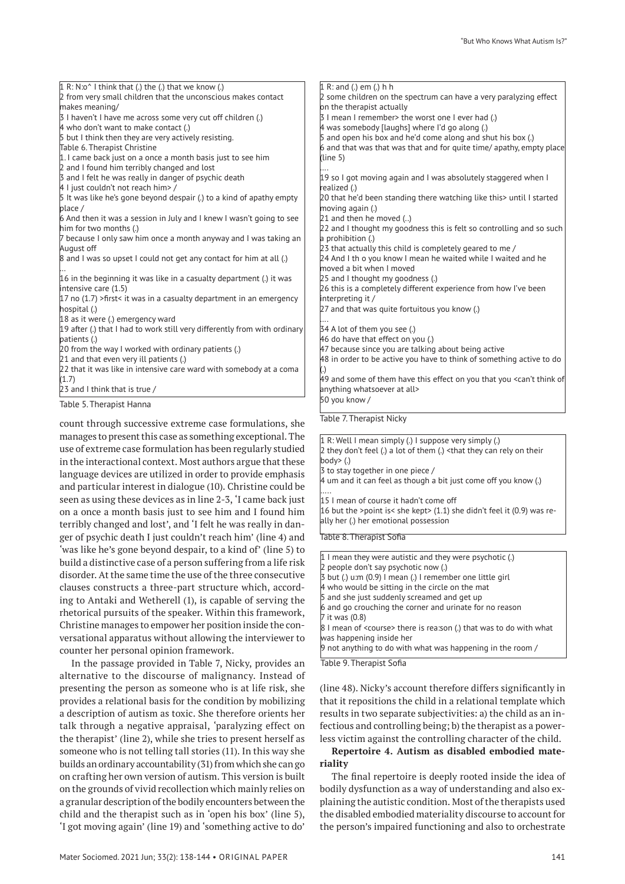1 R: N:o^ I think that (.) the (.) that we know (.)
2 from very small children that the unconscious makes contact makes meaning/
3 I haven't I have me across some very cut off children (.)
4 who don't want to make contact (.)
5 but I think then they are very actively resisting.

Table 6. Therapist Christine

1. I came back just on a once a month basis just to see him
2 and I found him terribly changed and lost
3 and I felt he was really in danger of psychic death
4 I just couldn't not reach him> /
5 It was like he's gone beyond despair (.) to a kind of apathy empty place /
6 And then it was a session in July and I knew I wasn't going to see him for two months (.)
7 because I only saw him once a month anyway and I was taking an August off
8 and I was so upset I could not get any contact for him at all (.)
...
16 in the beginning it was like in a casualty department (.) it was intensive care (1.5)
17 no (1.7) >first< it was in a casualty department in an emergency hospital (.)
18 as it were (.) emergency ward
19 after (.) that I had to work still very differently from with ordinary patients (.)
20 from the way I worked with ordinary patients (.)
21 and that even very ill patients (.)
22 that it was like in intensive care ward with somebody at a coma (1.7)
23 and I think that is true /

Table 5. Therapist Hanna

count through successive extreme case formulations, she manages to present this case as something exceptional. The use of extreme case formulation has been regularly studied in the interactional context. Most authors argue that these language devices are utilized in order to provide emphasis and particular interest in dialogue (10). Christine could be seen as using these devices as in line 2-3, 'I came back just on a once a month basis just to see him and I found him terribly changed and lost', and 'I felt he was really in danger of psychic death I just couldn't reach him' (line 4) and 'was like he's gone beyond despair, to a kind of' (line 5) to build a distinctive case of a person suffering from a life risk disorder. At the same time the use of the three consecutive clauses constructs a three-part structure which, according to Antaki and Wetherell (1), is capable of serving the rhetorical pursuits of the speaker. Within this framework, Christine manages to empower her position inside the conversational apparatus without allowing the interviewer to counter her personal opinion framework.

In the passage provided in Table 7, Nicky, provides an alternative to the discourse of malignancy. Instead of presenting the person as someone who is at life risk, she provides a relational basis for the condition by mobilizing a description of autism as toxic. She therefore orients her talk through a negative appraisal, 'paralyzing effect on the therapist' (line 2), while she tries to present herself as someone who is not telling tall stories (11). In this way she builds an ordinary accountability (31) from which she can go on crafting her own version of autism. This version is built on the grounds of vivid recollection which mainly relies on a granular description of the bodily encounters between the child and the therapist such as in 'open his box' (line 5), 'I got moving again' (line 19) and 'something active to do'

1 R: and (.) em (.) h h
2 some children on the spectrum can have a very paralyzing effect on the therapist actually
3 I mean I remember> the worst one I ever had (.)
4 was somebody [laughs] where I'd go along (.)
5 and open his box and he'd come along and shut his box (.)
6 and that was that was that and for quite time/ apathy, empty place (line 5)
....
19 so I got moving again and I was absolutely staggered when I realized (.)
20 that he'd been standing there watching like this> until I started moving again (.)
21 and then he moved (..)
22 and I thought my goodness this is felt so controlling and so such a prohibition (.)
23 that actually this child is completely geared to me /
24 And I th o you know I mean he waited while I waited and he moved a bit when I moved
25 and I thought my goodness (.)
26 this is a completely different experience from how I've been interpreting it /
27 and that was quite fortuitous you know (.)
....
34 A lot of them you see (.)
46 do have that effect on you (.)
47 because since you are talking about being active
48 in order to be active you have to think of something active to do (.)
49 and some of them have this effect on you that you <can't think of anything whatsoever at all>
50 you know /

Table 7. Therapist Nicky

1 R: Well I mean simply (.) I suppose very simply (.)
2 they don't feel (.) a lot of them (.) <that they can rely on their body> (.)
3 to stay together in one piece /
4 um and it can feel as though a bit just come off you know (.)
.....
15 I mean of course it hadn't come off
16 but the >point is< she kept> (1.1) she didn't feel it (0.9) was really her (.) her emotional possession

Table 8. Therapist Sofia

1 I mean they were autistic and they were psychotic (.)
2 people don't say psychotic now (.)
3 but (.) u:m (0.9) I mean (.) I remember one little girl
4 who would be sitting in the circle on the mat
5 and she just suddenly screamed and get up
6 and go crouching the corner and urinate for no reason
7 it was (0.8)
8 I mean of <course> there is rea:son (.) that was to do with what was happening inside her
9 not anything to do with what was happening in the room /

Table 9. Therapist Sofia

(line 48). Nicky's account therefore differs significantly in that it repositions the child in a relational template which results in two separate subjectivities: a) the child as an infectious and controlling being; b) the therapist as a powerless victim against the controlling character of the child.

**Repertoire 4. Autism as disabled embodied materiality**

The final repertoire is deeply rooted inside the idea of bodily dysfunction as a way of understanding and also explaining the autistic condition. Most of the therapists used the disabled embodied materiality discourse to account for the person's impaired functioning and also to orchestrate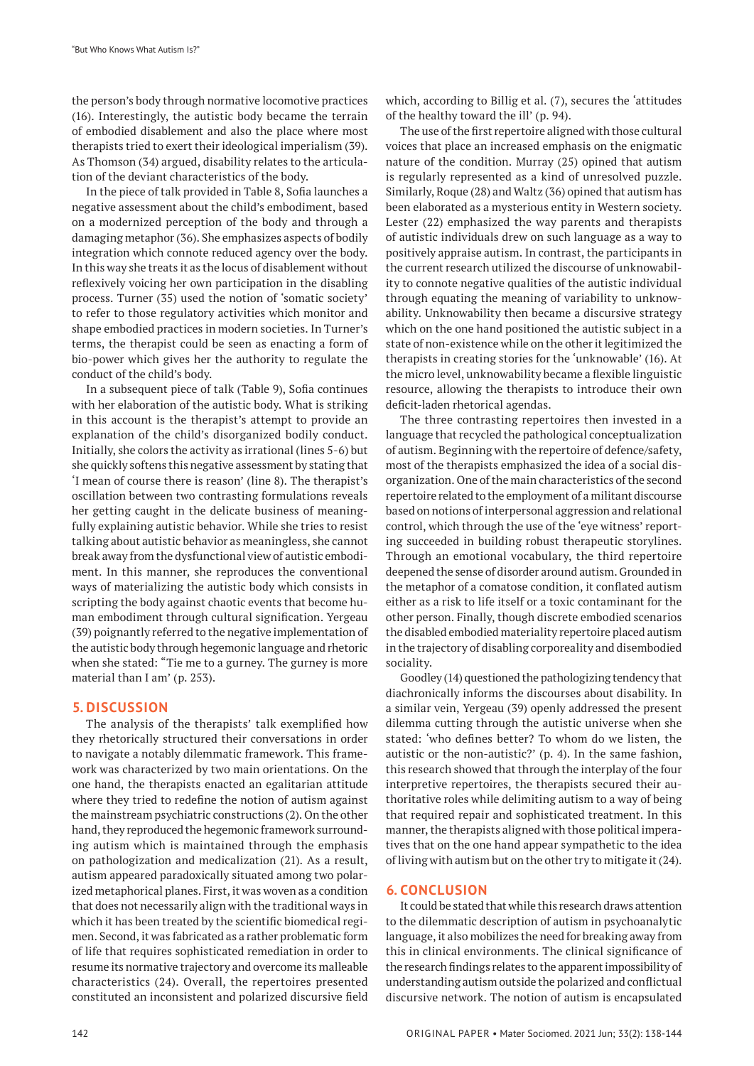the person's body through normative locomotive practices (16). Interestingly, the autistic body became the terrain of embodied disablement and also the place where most therapists tried to exert their ideological imperialism (39). As Thomson (34) argued, disability relates to the articulation of the deviant characteristics of the body.

In the piece of talk provided in Table 8, Sofia launches a negative assessment about the child's embodiment, based on a modernized perception of the body and through a damaging metaphor (36). She emphasizes aspects of bodily integration which connote reduced agency over the body. In this way she treats it as the locus of disablement without reflexively voicing her own participation in the disabling process. Turner (35) used the notion of 'somatic society' to refer to those regulatory activities which monitor and shape embodied practices in modern societies. In Turner's terms, the therapist could be seen as enacting a form of bio-power which gives her the authority to regulate the conduct of the child's body.

In a subsequent piece of talk (Table 9), Sofia continues with her elaboration of the autistic body. What is striking in this account is the therapist's attempt to provide an explanation of the child's disorganized bodily conduct. Initially, she colors the activity as irrational (lines 5-6) but she quickly softens this negative assessment by stating that 'I mean of course there is reason' (line 8). The therapist's oscillation between two contrasting formulations reveals her getting caught in the delicate business of meaningfully explaining autistic behavior. While she tries to resist talking about autistic behavior as meaningless, she cannot break away from the dysfunctional view of autistic embodiment. In this manner, she reproduces the conventional ways of materializing the autistic body which consists in scripting the body against chaotic events that become human embodiment through cultural signification. Yergeau (39) poignantly referred to the negative implementation of the autistic body through hegemonic language and rhetoric when she stated: "Tie me to a gurney. The gurney is more material than I am' (p. 253).

## 5. DISCUSSION

The analysis of the therapists' talk exemplified how they rhetorically structured their conversations in order to navigate a notably dilemmatic framework. This framework was characterized by two main orientations. On the one hand, the therapists enacted an egalitarian attitude where they tried to redefine the notion of autism against the mainstream psychiatric constructions (2). On the other hand, they reproduced the hegemonic framework surrounding autism which is maintained through the emphasis on pathologization and medicalization (21). As a result, autism appeared paradoxically situated among two polarized metaphorical planes. First, it was woven as a condition that does not necessarily align with the traditional ways in which it has been treated by the scientific biomedical regimen. Second, it was fabricated as a rather problematic form of life that requires sophisticated remediation in order to resume its normative trajectory and overcome its malleable characteristics (24). Overall, the repertoires presented constituted an inconsistent and polarized discursive field which, according to Billig et al. (7), secures the 'attitudes of the healthy toward the ill' (p. 94).

The use of the first repertoire aligned with those cultural voices that place an increased emphasis on the enigmatic nature of the condition. Murray (25) opined that autism is regularly represented as a kind of unresolved puzzle. Similarly, Roque (28) and Waltz (36) opined that autism has been elaborated as a mysterious entity in Western society. Lester (22) emphasized the way parents and therapists of autistic individuals drew on such language as a way to positively appraise autism. In contrast, the participants in the current research utilized the discourse of unknowability to connote negative qualities of the autistic individual through equating the meaning of variability to unknowability. Unknowability then became a discursive strategy which on the one hand positioned the autistic subject in a state of non-existence while on the other it legitimized the therapists in creating stories for the 'unknowable' (16). At the micro level, unknowability became a flexible linguistic resource, allowing the therapists to introduce their own deficit-laden rhetorical agendas.

The three contrasting repertoires then invested in a language that recycled the pathological conceptualization of autism. Beginning with the repertoire of defence/safety, most of the therapists emphasized the idea of a social disorganization. One of the main characteristics of the second repertoire related to the employment of a militant discourse based on notions of interpersonal aggression and relational control, which through the use of the 'eye witness' reporting succeeded in building robust therapeutic storylines. Through an emotional vocabulary, the third repertoire deepened the sense of disorder around autism. Grounded in the metaphor of a comatose condition, it conflated autism either as a risk to life itself or a toxic contaminant for the other person. Finally, though discrete embodied scenarios the disabled embodied materiality repertoire placed autism in the trajectory of disabling corporeality and disembodied sociality.

Goodley (14) questioned the pathologizing tendency that diachronically informs the discourses about disability. In a similar vein, Yergeau (39) openly addressed the present dilemma cutting through the autistic universe when she stated: 'who defines better? To whom do we listen, the autistic or the non-autistic?' (p. 4). In the same fashion, this research showed that through the interplay of the four interpretive repertoires, the therapists secured their authoritative roles while delimiting autism to a way of being that required repair and sophisticated treatment. In this manner, the therapists aligned with those political imperatives that on the one hand appear sympathetic to the idea of living with autism but on the other try to mitigate it (24).

## 6. CONCLUSION

It could be stated that while this research draws attention to the dilemmatic description of autism in psychoanalytic language, it also mobilizes the need for breaking away from this in clinical environments. The clinical significance of the research findings relates to the apparent impossibility of understanding autism outside the polarized and conflictual discursive network. The notion of autism is encapsulated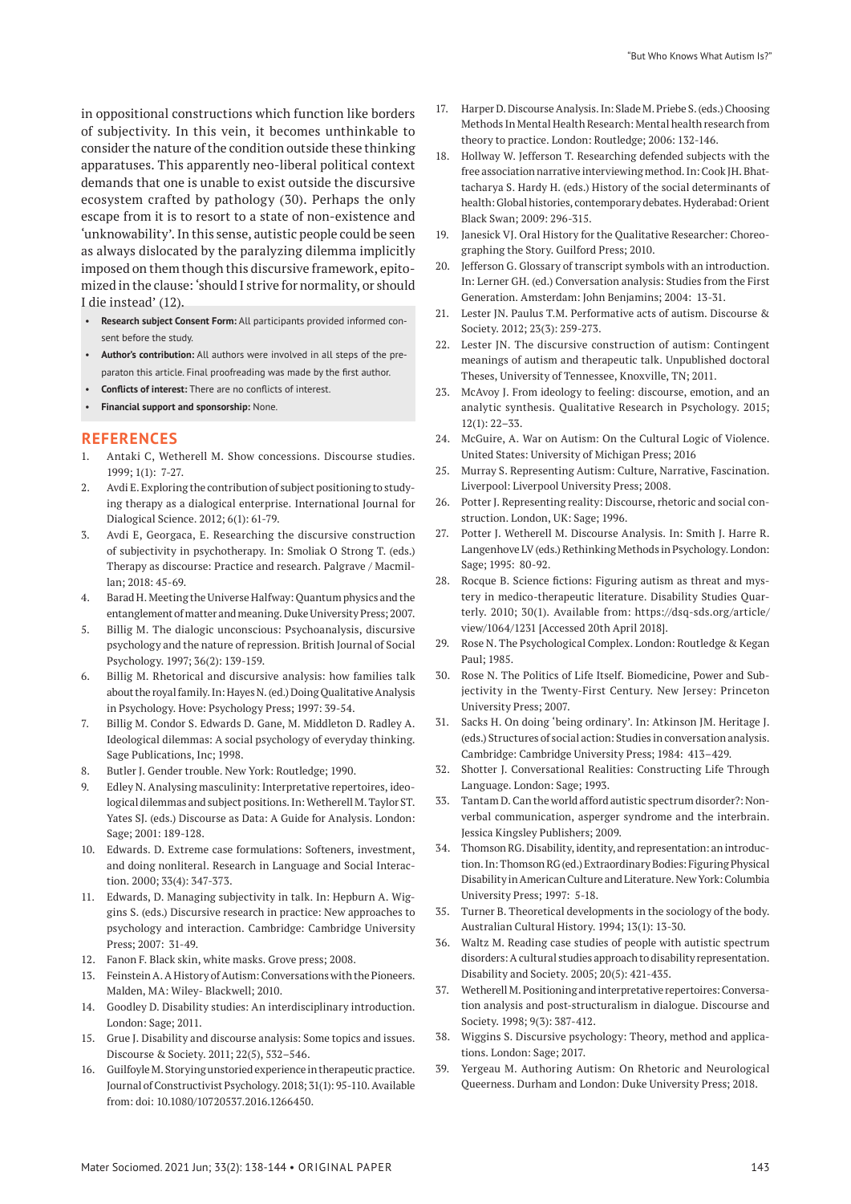in oppositional constructions which function like borders of subjectivity. In this vein, it becomes unthinkable to consider the nature of the condition outside these thinking apparatuses. This apparently neo-liberal political context demands that one is unable to exist outside the discursive ecosystem crafted by pathology (30). Perhaps the only escape from it is to resort to a state of non-existence and 'unknowability'. In this sense, autistic people could be seen as always dislocated by the paralyzing dilemma implicitly imposed on them though this discursive framework, epitomized in the clause: 'should I strive for normality, or should I die instead' (12).

- **Research subject Consent Form:** All participants provided informed consent before the study.
- **Author's contribution:** All authors were involved in all steps of the preparaton this article. Final proofreading was made by the first author.
- **Conflicts of interest:** There are no conflicts of interest.
- **Financial support and sponsorship:** None.

## REFERENCES

1. Antaki C, Wetherell M. Show concessions. Discourse studies. 1999; 1(1): 7-27.
2. Avdi E. Exploring the contribution of subject positioning to studying therapy as a dialogical enterprise. International Journal for Dialogical Science. 2012; 6(1): 61-79.
3. Avdi E, Georgaca, E. Researching the discursive construction of subjectivity in psychotherapy. In: Smoliak O Strong T. (eds.) Therapy as discourse: Practice and research. Palgrave / Macmillan; 2018: 45-69.
4. Barad H. Meeting the Universe Halfway: Quantum physics and the entanglement of matter and meaning. Duke University Press; 2007.
5. Billig M. The dialogic unconscious: Psychoanalysis, discursive psychology and the nature of repression. British Journal of Social Psychology. 1997; 36(2): 139-159.
6. Billig M. Rhetorical and discursive analysis: how families talk about the royal family. In: Hayes N. (ed.) Doing Qualitative Analysis in Psychology. Hove: Psychology Press; 1997: 39-54.
7. Billig M. Condor S. Edwards D. Gane, M. Middleton D. Radley A. Ideological dilemmas: A social psychology of everyday thinking. Sage Publications, Inc; 1998.
8. Butler J. Gender trouble. New York: Routledge; 1990.
9. Edley N. Analysing masculinity: Interpretative repertoires, ideological dilemmas and subject positions. In: Wetherell M. Taylor ST. Yates SJ. (eds.) Discourse as Data: A Guide for Analysis. London: Sage; 2001: 189-128.
10. Edwards. D. Extreme case formulations: Softeners, investment, and doing nonliteral. Research in Language and Social Interaction. 2000; 33(4): 347-373.
11. Edwards, D. Managing subjectivity in talk. In: Hepburn A. Wiggins S. (eds.) Discursive research in practice: New approaches to psychology and interaction. Cambridge: Cambridge University Press; 2007: 31-49.
12. Fanon F. Black skin, white masks. Grove press; 2008.
13. Feinstein A. A History of Autism: Conversations with the Pioneers. Malden, MA: Wiley- Blackwell; 2010.
14. Goodley D. Disability studies: An interdisciplinary introduction. London: Sage; 2011.
15. Grue J. Disability and discourse analysis: Some topics and issues. Discourse & Society. 2011; 22(5), 532–546.
16. Guilfoyle M. Storying unstoried experience in therapeutic practice. Journal of Constructivist Psychology. 2018; 31(1): 95-110. Available from: doi: 10.1080/10720537.2016.1266450.
17. Harper D. Discourse Analysis. In: Slade M. Priebe S. (eds.) Choosing Methods In Mental Health Research: Mental health research from theory to practice. London: Routledge; 2006: 132-146.
18. Hollway W. Jefferson T. Researching defended subjects with the free association narrative interviewing method. In: Cook JH. Bhattacharya S. Hardy H. (eds.) History of the social determinants of health: Global histories, contemporary debates. Hyderabad: Orient Black Swan; 2009: 296-315.
19. Janesick VJ. Oral History for the Qualitative Researcher: Choreographing the Story. Guilford Press; 2010.
20. Jefferson G. Glossary of transcript symbols with an introduction. In: Lerner GH. (ed.) Conversation analysis: Studies from the First Generation. Amsterdam: John Benjamins; 2004: 13-31.
21. Lester JN. Paulus T.M. Performative acts of autism. Discourse & Society. 2012; 23(3): 259-273.
22. Lester JN. The discursive construction of autism: Contingent meanings of autism and therapeutic talk. Unpublished doctoral Theses, University of Tennessee, Knoxville, TN; 2011.
23. McAvoy J. From ideology to feeling: discourse, emotion, and an analytic synthesis. Qualitative Research in Psychology. 2015; 12(1): 22–33.
24. McGuire, A. War on Autism: On the Cultural Logic of Violence. United States: University of Michigan Press; 2016
25. Murray S. Representing Autism: Culture, Narrative, Fascination. Liverpool: Liverpool University Press; 2008.
26. Potter J. Representing reality: Discourse, rhetoric and social construction. London, UK: Sage; 1996.
27. Potter J. Wetherell M. Discourse Analysis. In: Smith J. Harre R. Langenhove LV (eds.) Rethinking Methods in Psychology. London: Sage; 1995: 80-92.
28. Rocque B. Science fictions: Figuring autism as threat and mystery in medico-therapeutic literature. Disability Studies Quarterly. 2010; 30(1). Available from: https://dsq-sds.org/article/view/1064/1231 [Accessed 20th April 2018].
29. Rose N. The Psychological Complex. London: Routledge & Kegan Paul; 1985.
30. Rose N. The Politics of Life Itself. Biomedicine, Power and Subjectivity in the Twenty-First Century. New Jersey: Princeton University Press; 2007.
31. Sacks H. On doing 'being ordinary'. In: Atkinson JM. Heritage J. (eds.) Structures of social action: Studies in conversation analysis. Cambridge: Cambridge University Press; 1984: 413–429.
32. Shotter J. Conversational Realities: Constructing Life Through Language. London: Sage; 1993.
33. Tantam D. Can the world afford autistic spectrum disorder?: Nonverbal communication, asperger syndrome and the interbrain. Jessica Kingsley Publishers; 2009.
34. Thomson RG. Disability, identity, and representation: an introduction. In: Thomson RG (ed.) Extraordinary Bodies: Figuring Physical Disability in American Culture and Literature. New York: Columbia University Press; 1997: 5-18.
35. Turner B. Theoretical developments in the sociology of the body. Australian Cultural History. 1994; 13(1): 13-30.
36. Waltz M. Reading case studies of people with autistic spectrum disorders: A cultural studies approach to disability representation. Disability and Society. 2005; 20(5): 421-435.
37. Wetherell M. Positioning and interpretative repertoires: Conversation analysis and post-structuralism in dialogue. Discourse and Society. 1998; 9(3): 387-412.
38. Wiggins S. Discursive psychology: Theory, method and applications. London: Sage; 2017.
39. Yergeau M. Authoring Autism: On Rhetoric and Neurological Queerness. Durham and London: Duke University Press; 2018.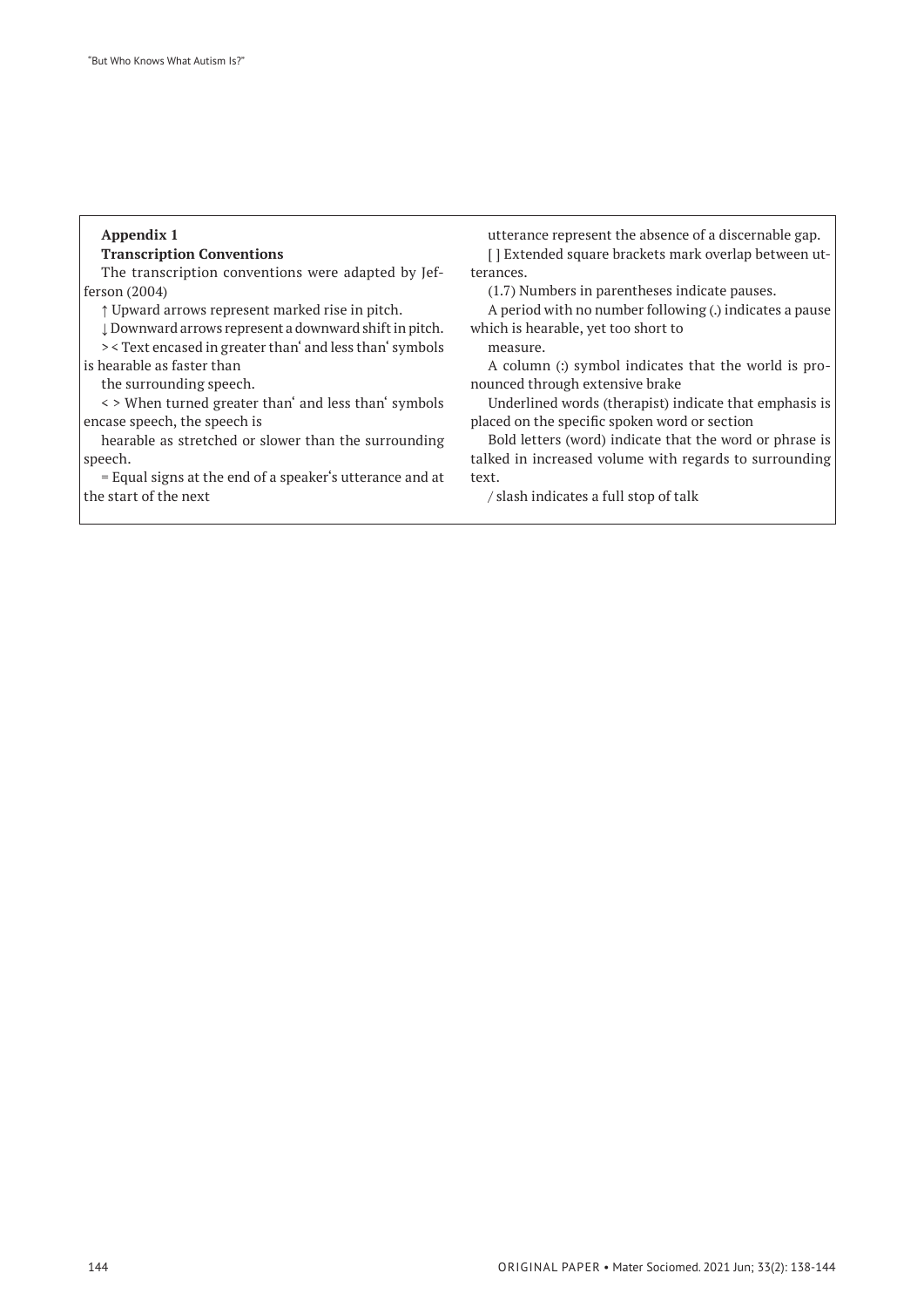**Appendix 1**

**Transcription Conventions**

The transcription conventions were adapted by Jefferson (2004)

↑ Upward arrows represent marked rise in pitch.

↓ Downward arrows represent a downward shift in pitch.

> < Text encased in greater than' and less than' symbols is hearable as faster than

the surrounding speech.

< > When turned greater than' and less than' symbols encase speech, the speech is

hearable as stretched or slower than the surrounding speech.

= Equal signs at the end of a speaker's utterance and at the start of the next

utterance represent the absence of a discernable gap.

[ ] Extended square brackets mark overlap between utterances.

(1.7) Numbers in parentheses indicate pauses.

A period with no number following (.) indicates a pause which is hearable, yet too short to

measure.

A column (:) symbol indicates that the world is pronounced through extensive brake

Underlined words (therapist) indicate that emphasis is placed on the specific spoken word or section

Bold letters (word) indicate that the word or phrase is talked in increased volume with regards to surrounding text.

/ slash indicates a full stop of talk